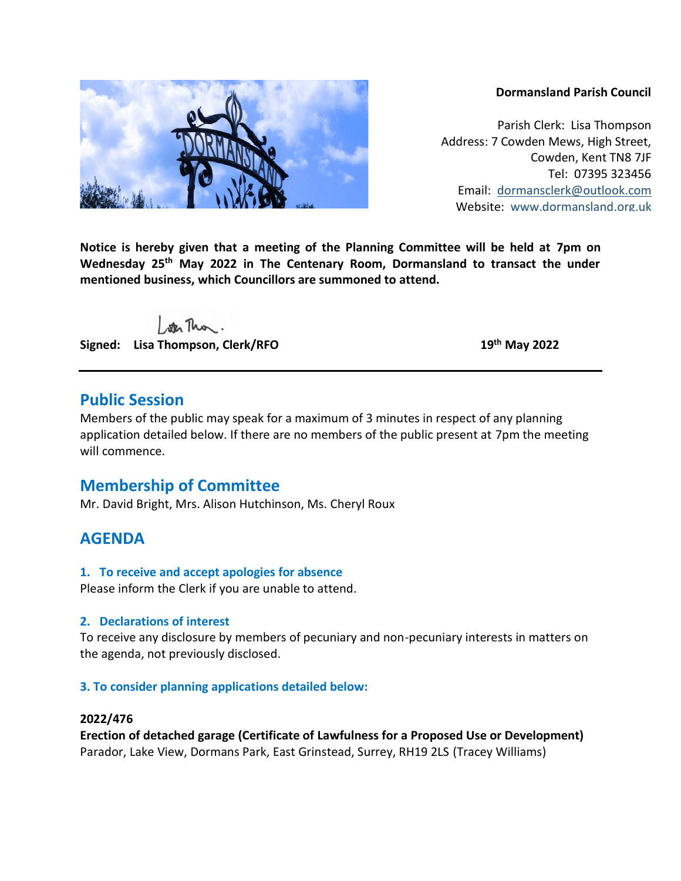**Dormansland Parish Council**

Parish Clerk: Lisa Thompson
Address: 7 Cowden Mews, High Street,
Cowden, Kent TN8 7JF
Tel: 07395 323456
Email: dormansclerk@outlook.com
Website: www.dormansland.org.uk

**Notice is hereby given that a meeting of the Planning Committee will be held at 7pm on Wednesday 25th May 2022 in The Centenary Room, Dormansland to transact the under mentioned business, which Councillors are summoned to attend.**

**Signed: Lisa Thompson, Clerk/RFO** **19th May 2022**

---

## Public Session

Members of the public may speak for a maximum of 3 minutes in respect of any planning application detailed below. If there are no members of the public present at 7pm the meeting will commence.

## Membership of Committee

Mr. David Bright, Mrs. Alison Hutchinson, Ms. Cheryl Roux

## AGENDA

### 1. To receive and accept apologies for absence

Please inform the Clerk if you are unable to attend.

### 2. Declarations of interest

To receive any disclosure by members of pecuniary and non-pecuniary interests in matters on the agenda, not previously disclosed.

### 3. To consider planning applications detailed below:

**2022/476**
**Erection of detached garage (Certificate of Lawfulness for a Proposed Use or Development)**
Parador, Lake View, Dormans Park, East Grinstead, Surrey, RH19 2LS (Tracey Williams)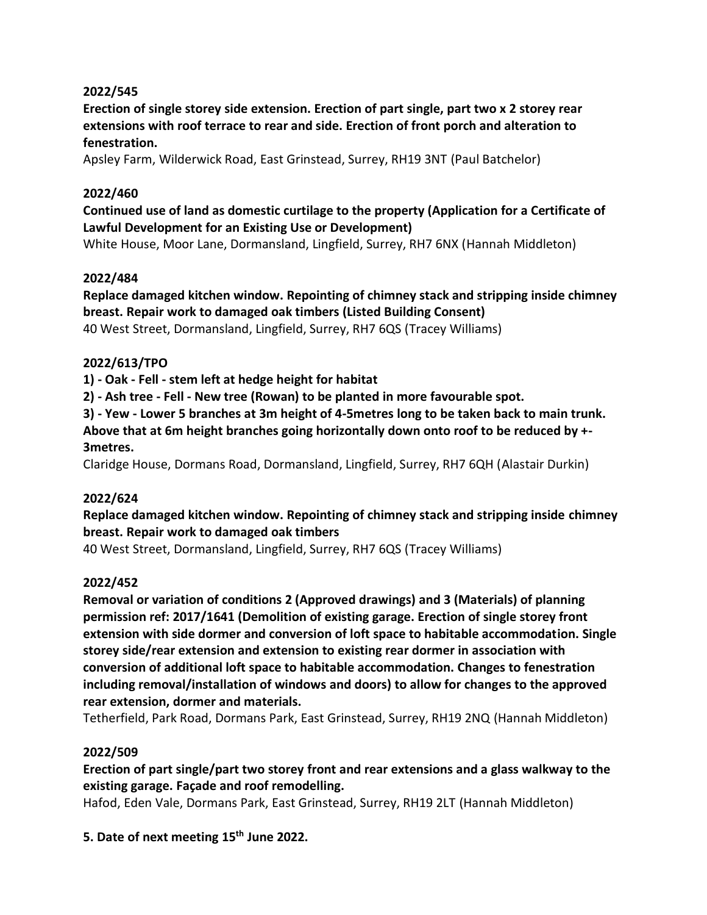**2022/545**

**Erection of single storey side extension. Erection of part single, part two x 2 storey rear extensions with roof terrace to rear and side. Erection of front porch and alteration to fenestration.**

Apsley Farm, Wilderwick Road, East Grinstead, Surrey, RH19 3NT (Paul Batchelor)

**2022/460**

**Continued use of land as domestic curtilage to the property (Application for a Certificate of Lawful Development for an Existing Use or Development)**

White House, Moor Lane, Dormansland, Lingfield, Surrey, RH7 6NX (Hannah Middleton)

**2022/484**

**Replace damaged kitchen window. Repointing of chimney stack and stripping inside chimney breast. Repair work to damaged oak timbers (Listed Building Consent)**

40 West Street, Dormansland, Lingfield, Surrey, RH7 6QS (Tracey Williams)

**2022/613/TPO**

**1) - Oak - Fell - stem left at hedge height for habitat**

**2) - Ash tree - Fell - New tree (Rowan) to be planted in more favourable spot.**

**3) - Yew - Lower 5 branches at 3m height of 4-5metres long to be taken back to main trunk. Above that at 6m height branches going horizontally down onto roof to be reduced by +- 3metres.**

Claridge House, Dormans Road, Dormansland, Lingfield, Surrey, RH7 6QH (Alastair Durkin)

**2022/624**

**Replace damaged kitchen window. Repointing of chimney stack and stripping inside chimney breast. Repair work to damaged oak timbers**

40 West Street, Dormansland, Lingfield, Surrey, RH7 6QS (Tracey Williams)

**2022/452**

**Removal or variation of conditions 2 (Approved drawings) and 3 (Materials) of planning permission ref: 2017/1641 (Demolition of existing garage. Erection of single storey front extension with side dormer and conversion of loft space to habitable accommodation. Single storey side/rear extension and extension to existing rear dormer in association with conversion of additional loft space to habitable accommodation. Changes to fenestration including removal/installation of windows and doors) to allow for changes to the approved rear extension, dormer and materials.**

Tetherfield, Park Road, Dormans Park, East Grinstead, Surrey, RH19 2NQ (Hannah Middleton)

**2022/509**

**Erection of part single/part two storey front and rear extensions and a glass walkway to the existing garage. Façade and roof remodelling.**

Hafod, Eden Vale, Dormans Park, East Grinstead, Surrey, RH19 2LT (Hannah Middleton)

**5. Date of next meeting 15th June 2022.**